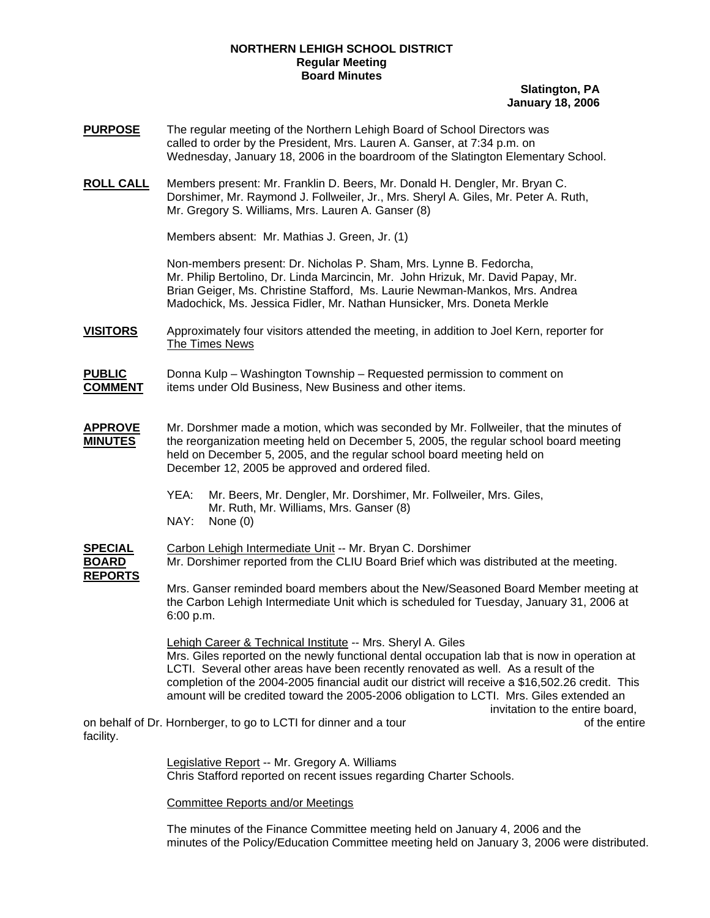**NORTHERN LEHIGH SCHOOL DISTRICT**
**Regular Meeting**
**Board Minutes**

**Slatington, PA**
**January 18, 2006**

**PURPOSE** The regular meeting of the Northern Lehigh Board of School Directors was called to order by the President, Mrs. Lauren A. Ganser, at 7:34 p.m. on Wednesday, January 18, 2006 in the boardroom of the Slatington Elementary School.

**ROLL CALL** Members present: Mr. Franklin D. Beers, Mr. Donald H. Dengler, Mr. Bryan C. Dorshimer, Mr. Raymond J. Follweiler, Jr., Mrs. Sheryl A. Giles, Mr. Peter A. Ruth, Mr. Gregory S. Williams, Mrs. Lauren A. Ganser (8)

Members absent: Mr. Mathias J. Green, Jr. (1)

Non-members present: Dr. Nicholas P. Sham, Mrs. Lynne B. Fedorcha, Mr. Philip Bertolino, Dr. Linda Marcincin, Mr. John Hrizuk, Mr. David Papay, Mr. Brian Geiger, Ms. Christine Stafford, Ms. Laurie Newman-Mankos, Mrs. Andrea Madochick, Ms. Jessica Fidler, Mr. Nathan Hunsicker, Mrs. Doneta Merkle

**VISITORS** Approximately four visitors attended the meeting, in addition to Joel Kern, reporter for The Times News

**PUBLIC COMMENT** Donna Kulp – Washington Township – Requested permission to comment on items under Old Business, New Business and other items.

**APPROVE MINUTES** Mr. Dorshmer made a motion, which was seconded by Mr. Follweiler, that the minutes of the reorganization meeting held on December 5, 2005, the regular school board meeting held on December 5, 2005, and the regular school board meeting held on December 12, 2005 be approved and ordered filed.

YEA: Mr. Beers, Mr. Dengler, Mr. Dorshimer, Mr. Follweiler, Mrs. Giles, Mr. Ruth, Mr. Williams, Mrs. Ganser (8)
NAY: None (0)

**SPECIAL BOARD REPORTS** Carbon Lehigh Intermediate Unit -- Mr. Bryan C. Dorshimer
Mr. Dorshimer reported from the CLIU Board Brief which was distributed at the meeting.

Mrs. Ganser reminded board members about the New/Seasoned Board Member meeting at the Carbon Lehigh Intermediate Unit which is scheduled for Tuesday, January 31, 2006 at 6:00 p.m.

Lehigh Career & Technical Institute -- Mrs. Sheryl A. Giles
Mrs. Giles reported on the newly functional dental occupation lab that is now in operation at LCTI. Several other areas have been recently renovated as well. As a result of the completion of the 2004-2005 financial audit our district will receive a $16,502.26 credit. This amount will be credited toward the 2005-2006 obligation to LCTI. Mrs. Giles extended an invitation to the entire board, on behalf of Dr. Hornberger, to go to LCTI for dinner and a tour of the entire facility.

Legislative Report -- Mr. Gregory A. Williams
Chris Stafford reported on recent issues regarding Charter Schools.

Committee Reports and/or Meetings

The minutes of the Finance Committee meeting held on January 4, 2006 and the minutes of the Policy/Education Committee meeting held on January 3, 2006 were distributed.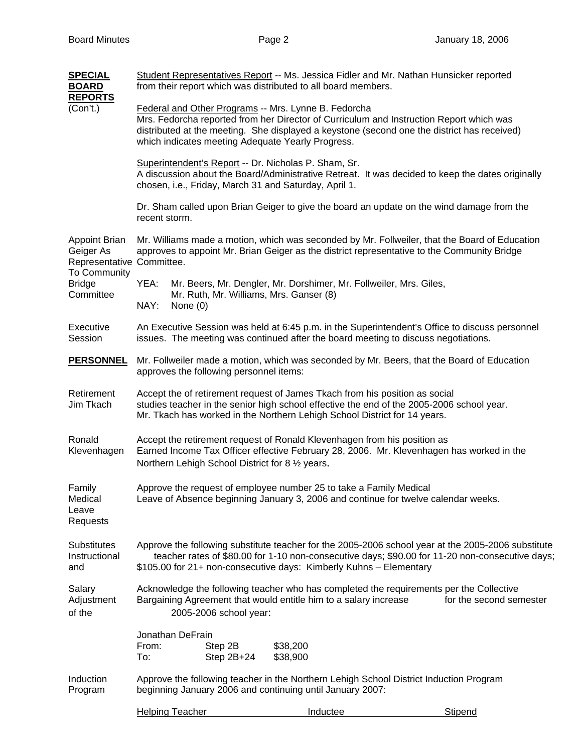**SPECIAL BOARD REPORTS** (Con't.)

Student Representatives Report -- Ms. Jessica Fidler and Mr. Nathan Hunsicker reported from their report which was distributed to all board members.

Federal and Other Programs -- Mrs. Lynne B. Fedorcha
Mrs. Fedorcha reported from her Director of Curriculum and Instruction Report which was distributed at the meeting. She displayed a keystone (second one the district has received) which indicates meeting Adequate Yearly Progress.

Superintendent's Report -- Dr. Nicholas P. Sham, Sr.
A discussion about the Board/Administrative Retreat. It was decided to keep the dates originally chosen, i.e., Friday, March 31 and Saturday, April 1.

Dr. Sham called upon Brian Geiger to give the board an update on the wind damage from the recent storm.

Appoint Brian Geiger As Representative To Community Bridge Committee

Mr. Williams made a motion, which was seconded by Mr. Follweiler, that the Board of Education approves to appoint Mr. Brian Geiger as the district representative to the Community Bridge Committee.

YEA: Mr. Beers, Mr. Dengler, Mr. Dorshimer, Mr. Follweiler, Mrs. Giles, Mr. Ruth, Mr. Williams, Mrs. Ganser (8)
NAY: None (0)

Executive Session

An Executive Session was held at 6:45 p.m. in the Superintendent's Office to discuss personnel issues. The meeting was continued after the board meeting to discuss negotiations.

**PERSONNEL**

Mr. Follweiler made a motion, which was seconded by Mr. Beers, that the Board of Education approves the following personnel items:

Retirement Jim Tkach

Accept the of retirement request of James Tkach from his position as social studies teacher in the senior high school effective the end of the 2005-2006 school year. Mr. Tkach has worked in the Northern Lehigh School District for 14 years.

Ronald Klevenhagen

Accept the retirement request of Ronald Klevenhagen from his position as Earned Income Tax Officer effective February 28, 2006. Mr. Klevenhagen has worked in the Northern Lehigh School District for 8 ½ years.

Family Medical Leave Requests

Approve the request of employee number 25 to take a Family Medical Leave of Absence beginning January 3, 2006 and continue for twelve calendar weeks.

Substitutes Instructional and

Approve the following substitute teacher for the 2005-2006 school year at the 2005-2006 substitute teacher rates of $80.00 for 1-10 non-consecutive days; $90.00 for 11-20 non-consecutive days; $105.00 for 21+ non-consecutive days: Kimberly Kuhns – Elementary

Salary Adjustment of the

Acknowledge the following teacher who has completed the requirements per the Collective Bargaining Agreement that would entitle him to a salary increase for the second semester 2005-2006 school year:

Jonathan DeFrain

| | | |
|---|---|---|
| From: | Step 2B | $38,200 |
| To: | Step 2B+24 | $38,900 |

Induction Program

Approve the following teacher in the Northern Lehigh School District Induction Program beginning January 2006 and continuing until January 2007:

| Helping Teacher | Inductee | Stipend |
|---|---|---|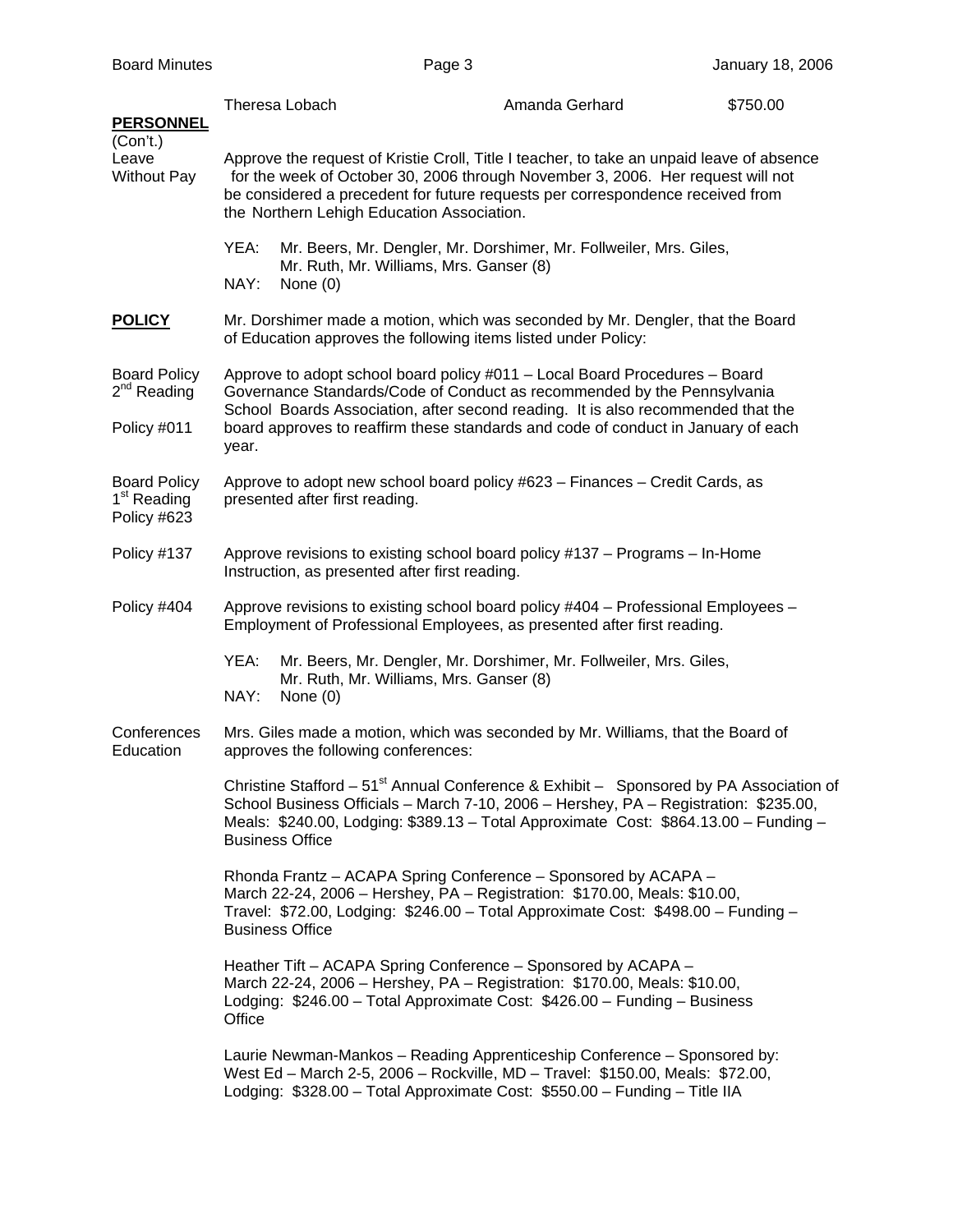| Theresa Lobach | Amanda Gerhard | $750.00 |
|---|---|---|

**PERSONNEL** (Con't.)

Leave Without Pay

Approve the request of Kristie Croll, Title I teacher, to take an unpaid leave of absence for the week of October 30, 2006 through November 3, 2006. Her request will not be considered a precedent for future requests per correspondence received from the Northern Lehigh Education Association.

YEA: Mr. Beers, Mr. Dengler, Mr. Dorshimer, Mr. Follweiler, Mrs. Giles, Mr. Ruth, Mr. Williams, Mrs. Ganser (8)
NAY: None (0)

**POLICY**

Mr. Dorshimer made a motion, which was seconded by Mr. Dengler, that the Board of Education approves the following items listed under Policy:

Board Policy 2nd Reading Policy #011

Approve to adopt school board policy #011 – Local Board Procedures – Board Governance Standards/Code of Conduct as recommended by the Pennsylvania School Boards Association, after second reading. It is also recommended that the board approves to reaffirm these standards and code of conduct in January of each year.

Board Policy 1st Reading Policy #623

Approve to adopt new school board policy #623 – Finances – Credit Cards, as presented after first reading.

Policy #137

Approve revisions to existing school board policy #137 – Programs – In-Home Instruction, as presented after first reading.

Policy #404

Approve revisions to existing school board policy #404 – Professional Employees – Employment of Professional Employees, as presented after first reading.

YEA: Mr. Beers, Mr. Dengler, Mr. Dorshimer, Mr. Follweiler, Mrs. Giles, Mr. Ruth, Mr. Williams, Mrs. Ganser (8)
NAY: None (0)

Conferences Education

Mrs. Giles made a motion, which was seconded by Mr. Williams, that the Board of approves the following conferences:

Christine Stafford – 51st Annual Conference & Exhibit – Sponsored by PA Association of School Business Officials – March 7-10, 2006 – Hershey, PA – Registration: $235.00, Meals: $240.00, Lodging: $389.13 – Total Approximate Cost: $864.13.00 – Funding – Business Office

Rhonda Frantz – ACAPA Spring Conference – Sponsored by ACAPA – March 22-24, 2006 – Hershey, PA – Registration: $170.00, Meals: $10.00, Travel: $72.00, Lodging: $246.00 – Total Approximate Cost: $498.00 – Funding – Business Office

Heather Tift – ACAPA Spring Conference – Sponsored by ACAPA – March 22-24, 2006 – Hershey, PA – Registration: $170.00, Meals: $10.00, Lodging: $246.00 – Total Approximate Cost: $426.00 – Funding – Business Office

Laurie Newman-Mankos – Reading Apprenticeship Conference – Sponsored by: West Ed – March 2-5, 2006 – Rockville, MD – Travel: $150.00, Meals: $72.00, Lodging: $328.00 – Total Approximate Cost: $550.00 – Funding – Title IIA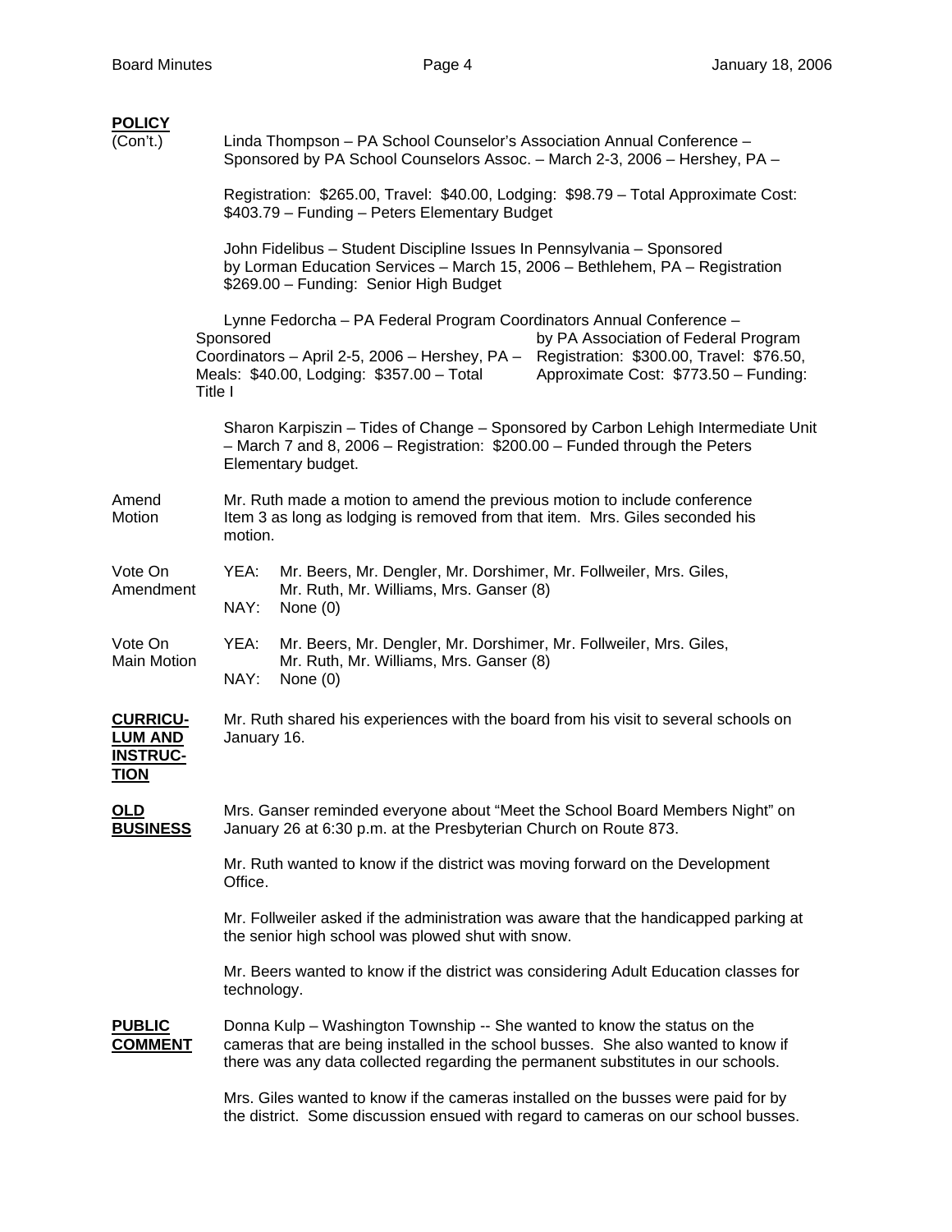**POLICY**
(Con't.)

Linda Thompson – PA School Counselor's Association Annual Conference – Sponsored by PA School Counselors Assoc. – March 2-3, 2006 – Hershey, PA –

Registration: $265.00, Travel: $40.00, Lodging: $98.79 – Total Approximate Cost: $403.79 – Funding – Peters Elementary Budget

John Fidelibus – Student Discipline Issues In Pennsylvania – Sponsored by Lorman Education Services – March 15, 2006 – Bethlehem, PA – Registration $269.00 – Funding: Senior High Budget

Lynne Fedorcha – PA Federal Program Coordinators Annual Conference – Sponsored by PA Association of Federal Program Coordinators – April 2-5, 2006 – Hershey, PA – Registration: $300.00, Travel: $76.50, Meals: $40.00, Lodging: $357.00 – Total Approximate Cost: $773.50 – Funding: Title I

Sharon Karpiszin – Tides of Change – Sponsored by Carbon Lehigh Intermediate Unit – March 7 and 8, 2006 – Registration: $200.00 – Funded through the Peters Elementary budget.

Amend Motion — Mr. Ruth made a motion to amend the previous motion to include conference Item 3 as long as lodging is removed from that item. Mrs. Giles seconded his motion.

Vote On Amendment
YEA: Mr. Beers, Mr. Dengler, Mr. Dorshimer, Mr. Follweiler, Mrs. Giles, Mr. Ruth, Mr. Williams, Mrs. Ganser (8)
NAY: None (0)

Vote On Main Motion
YEA: Mr. Beers, Mr. Dengler, Mr. Dorshimer, Mr. Follweiler, Mrs. Giles, Mr. Ruth, Mr. Williams, Mrs. Ganser (8)
NAY: None (0)

**CURRICULUM AND INSTRUCTION**

Mr. Ruth shared his experiences with the board from his visit to several schools on January 16.

**OLD BUSINESS**

Mrs. Ganser reminded everyone about "Meet the School Board Members Night" on January 26 at 6:30 p.m. at the Presbyterian Church on Route 873.

Mr. Ruth wanted to know if the district was moving forward on the Development Office.

Mr. Follweiler asked if the administration was aware that the handicapped parking at the senior high school was plowed shut with snow.

Mr. Beers wanted to know if the district was considering Adult Education classes for technology.

**PUBLIC COMMENT**

Donna Kulp – Washington Township -- She wanted to know the status on the cameras that are being installed in the school busses. She also wanted to know if there was any data collected regarding the permanent substitutes in our schools.

Mrs. Giles wanted to know if the cameras installed on the busses were paid for by the district. Some discussion ensued with regard to cameras on our school busses.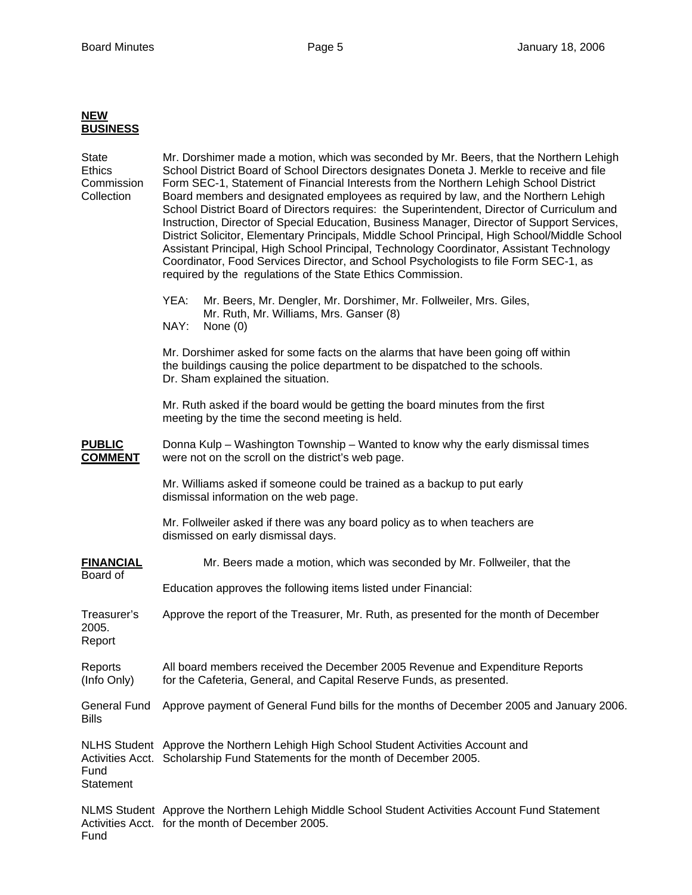## NEW BUSINESS

**State Ethics Commission Collection**

Mr. Dorshimer made a motion, which was seconded by Mr. Beers, that the Northern Lehigh School District Board of School Directors designates Doneta J. Merkle to receive and file Form SEC-1, Statement of Financial Interests from the Northern Lehigh School District Board members and designated employees as required by law, and the Northern Lehigh School District Board of Directors requires: the Superintendent, Director of Curriculum and Instruction, Director of Special Education, Business Manager, Director of Support Services, District Solicitor, Elementary Principals, Middle School Principal, High School/Middle School Assistant Principal, High School Principal, Technology Coordinator, Assistant Technology Coordinator, Food Services Director, and School Psychologists to file Form SEC-1, as required by the regulations of the State Ethics Commission.

YEA: Mr. Beers, Mr. Dengler, Mr. Dorshimer, Mr. Follweiler, Mrs. Giles, Mr. Ruth, Mr. Williams, Mrs. Ganser (8)
NAY: None (0)

Mr. Dorshimer asked for some facts on the alarms that have been going off within the buildings causing the police department to be dispatched to the schools. Dr. Sham explained the situation.

Mr. Ruth asked if the board would be getting the board minutes from the first meeting by the time the second meeting is held.

## PUBLIC COMMENT

Donna Kulp – Washington Township – Wanted to know why the early dismissal times were not on the scroll on the district's web page.

Mr. Williams asked if someone could be trained as a backup to put early dismissal information on the web page.

Mr. Follweiler asked if there was any board policy as to when teachers are dismissed on early dismissal days.

## FINANCIAL

**Board of**

Mr. Beers made a motion, which was seconded by Mr. Follweiler, that the Board of Education approves the following items listed under Financial:

**Treasurer's Report**

Approve the report of the Treasurer, Mr. Ruth, as presented for the month of December 2005.

**Reports (Info Only)**

All board members received the December 2005 Revenue and Expenditure Reports for the Cafeteria, General, and Capital Reserve Funds, as presented.

**General Fund Bills**

Approve payment of General Fund bills for the months of December 2005 and January 2006.

**NLHS Student Activities Acct. Fund Statement**

Approve the Northern Lehigh High School Student Activities Account and Scholarship Fund Statements for the month of December 2005.

**NLMS Student Activities Acct. Fund**

Approve the Northern Lehigh Middle School Student Activities Account Fund Statement for the month of December 2005.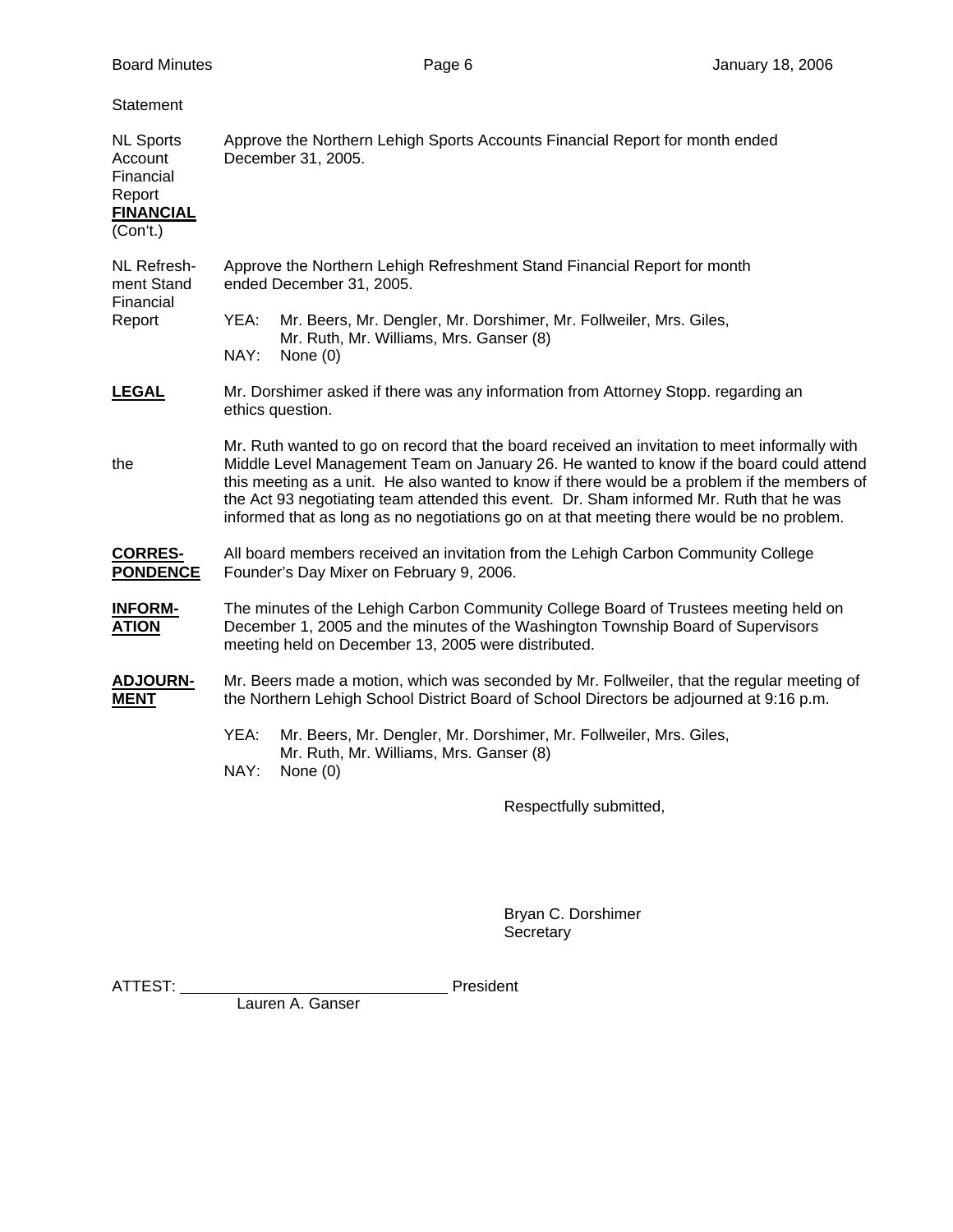Statement

**NL Sports Account Financial Report** — Approve the Northern Lehigh Sports Accounts Financial Report for month ended December 31, 2005.

**FINANCIAL** (Con't.)

**NL Refreshment Stand Financial Report** — Approve the Northern Lehigh Refreshment Stand Financial Report for month ended December 31, 2005.

YEA: Mr. Beers, Mr. Dengler, Mr. Dorshimer, Mr. Follweiler, Mrs. Giles, Mr. Ruth, Mr. Williams, Mrs. Ganser (8)
NAY: None (0)

**LEGAL**

Mr. Dorshimer asked if there was any information from Attorney Stopp. regarding an ethics question.

the

Mr. Ruth wanted to go on record that the board received an invitation to meet informally with Middle Level Management Team on January 26. He wanted to know if the board could attend this meeting as a unit. He also wanted to know if there would be a problem if the members of the Act 93 negotiating team attended this event. Dr. Sham informed Mr. Ruth that he was informed that as long as no negotiations go on at that meeting there would be no problem.

**CORRESPONDENCE**

All board members received an invitation from the Lehigh Carbon Community College Founder's Day Mixer on February 9, 2006.

**INFORMATION**

The minutes of the Lehigh Carbon Community College Board of Trustees meeting held on December 1, 2005 and the minutes of the Washington Township Board of Supervisors meeting held on December 13, 2005 were distributed.

**ADJOURNMENT**

Mr. Beers made a motion, which was seconded by Mr. Follweiler, that the regular meeting of the Northern Lehigh School District Board of School Directors be adjourned at 9:16 p.m.

YEA: Mr. Beers, Mr. Dengler, Mr. Dorshimer, Mr. Follweiler, Mrs. Giles, Mr. Ruth, Mr. Williams, Mrs. Ganser (8)
NAY: None (0)

Respectfully submitted,

Bryan C. Dorshimer
Secretary

ATTEST: ______________________________ President
Lauren A. Ganser